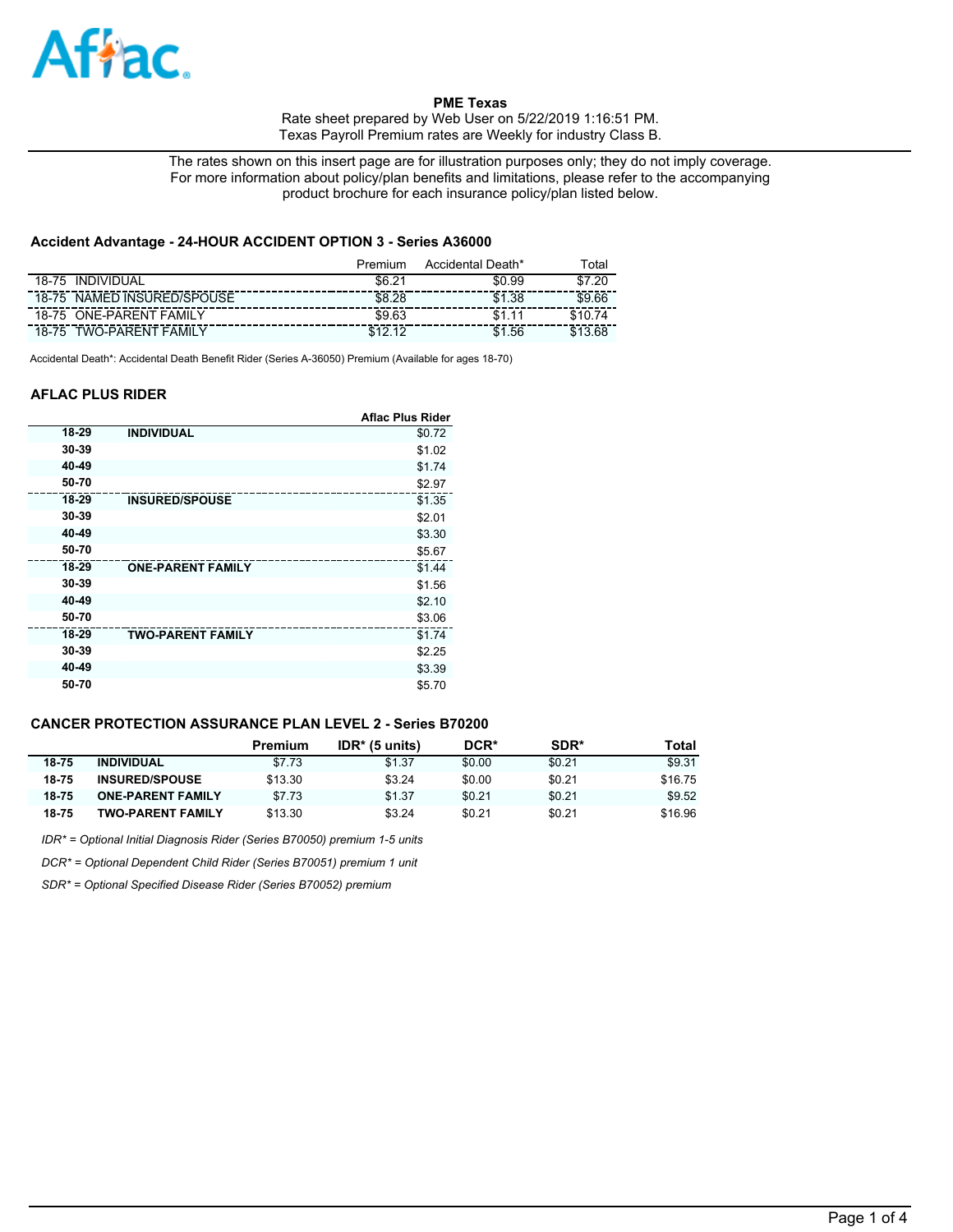Aflac

**PME Texas**
Rate sheet prepared by Web User on 5/22/2019 1:16:51 PM.
Texas Payroll Premium rates are Weekly for industry Class B.

The rates shown on this insert page are for illustration purposes only; they do not imply coverage.
For more information about policy/plan benefits and limitations, please refer to the accompanying product brochure for each insurance policy/plan listed below.

### Accident Advantage - 24-HOUR ACCIDENT OPTION 3 - Series A36000

| | Premium | Accidental Death* | Total |
|---|---|---|---|
| 18-75 INDIVIDUAL | $6.21 | $0.99 | $7.20 |
| 18-75 NAMED INSURED/SPOUSE | $8.28 | $1.38 | $9.66 |
| 18-75 ONE-PARENT FAMILY | $9.63 | $1.11 | $10.74 |
| 18-75 TWO-PARENT FAMILY | $12.12 | $1.56 | $13.68 |

Accidental Death*: Accidental Death Benefit Rider (Series A-36050) Premium (Available for ages 18-70)

### AFLAC PLUS RIDER

| | | Aflac Plus Rider |
|---|---|---|
| **18-29** | **INDIVIDUAL** | $0.72 |
| **30-39** | | $1.02 |
| **40-49** | | $1.74 |
| **50-70** | | $2.97 |
| **18-29** | **INSURED/SPOUSE** | $1.35 |
| **30-39** | | $2.01 |
| **40-49** | | $3.30 |
| **50-70** | | $5.67 |
| **18-29** | **ONE-PARENT FAMILY** | $1.44 |
| **30-39** | | $1.56 |
| **40-49** | | $2.10 |
| **50-70** | | $3.06 |
| **18-29** | **TWO-PARENT FAMILY** | $1.74 |
| **30-39** | | $2.25 |
| **40-49** | | $3.39 |
| **50-70** | | $5.70 |

### CANCER PROTECTION ASSURANCE PLAN LEVEL 2 - Series B70200

| | | Premium | IDR* (5 units) | DCR* | SDR* | Total |
|---|---|---|---|---|---|---|
| **18-75** | **INDIVIDUAL** | $7.73 | $1.37 | $0.00 | $0.21 | $9.31 |
| **18-75** | **INSURED/SPOUSE** | $13.30 | $3.24 | $0.00 | $0.21 | $16.75 |
| **18-75** | **ONE-PARENT FAMILY** | $7.73 | $1.37 | $0.21 | $0.21 | $9.52 |
| **18-75** | **TWO-PARENT FAMILY** | $13.30 | $3.24 | $0.21 | $0.21 | $16.96 |

*IDR* = Optional Initial Diagnosis Rider (Series B70050) premium 1-5 units*

*DCR* = Optional Dependent Child Rider (Series B70051) premium 1 unit*

*SDR* = Optional Specified Disease Rider (Series B70052) premium*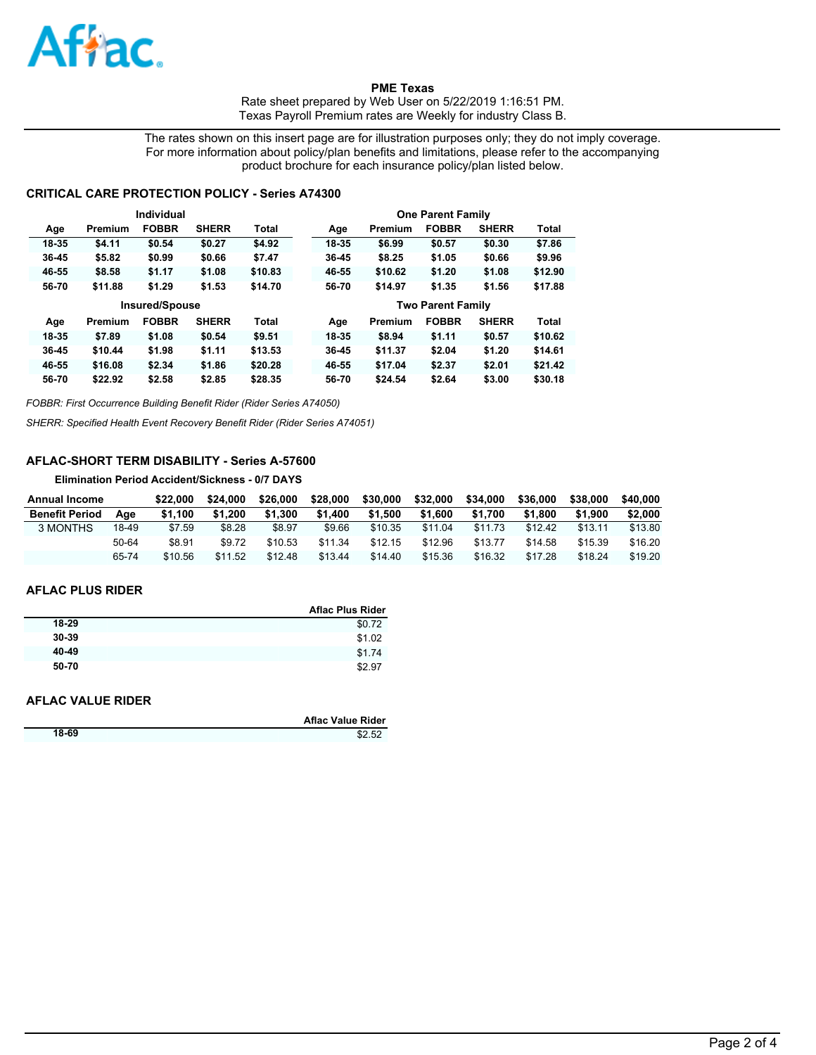**PME Texas**

Rate sheet prepared by Web User on 5/22/2019 1:16:51 PM.
Texas Payroll Premium rates are Weekly for industry Class B.

The rates shown on this insert page are for illustration purposes only; they do not imply coverage. For more information about policy/plan benefits and limitations, please refer to the accompanying product brochure for each insurance policy/plan listed below.

## CRITICAL CARE PROTECTION POLICY - Series A74300

| Individual | | | | | One Parent Family | | | | |
|---|---|---|---|---|---|---|---|---|---|
| **Age** | **Premium** | **FOBBR** | **SHERR** | **Total** | **Age** | **Premium** | **FOBBR** | **SHERR** | **Total** |
| 18-35 | $4.11 | $0.54 | $0.27 | $4.92 | 18-35 | $6.99 | $0.57 | $0.30 | $7.86 |
| 36-45 | $5.82 | $0.99 | $0.66 | $7.47 | 36-45 | $8.25 | $1.05 | $0.66 | $9.96 |
| 46-55 | $8.58 | $1.17 | $1.08 | $10.83 | 46-55 | $10.62 | $1.20 | $1.08 | $12.90 |
| 56-70 | $11.88 | $1.29 | $1.53 | $14.70 | 56-70 | $14.97 | $1.35 | $1.56 | $17.88 |
| **Insured/Spouse** | | | | | **Two Parent Family** | | | | |
| **Age** | **Premium** | **FOBBR** | **SHERR** | **Total** | **Age** | **Premium** | **FOBBR** | **SHERR** | **Total** |
| 18-35 | $7.89 | $1.08 | $0.54 | $9.51 | 18-35 | $8.94 | $1.11 | $0.57 | $10.62 |
| 36-45 | $10.44 | $1.98 | $1.11 | $13.53 | 36-45 | $11.37 | $2.04 | $1.20 | $14.61 |
| 46-55 | $16.08 | $2.34 | $1.86 | $20.28 | 46-55 | $17.04 | $2.37 | $2.01 | $21.42 |
| 56-70 | $22.92 | $2.58 | $2.85 | $28.35 | 56-70 | $24.54 | $2.64 | $3.00 | $30.18 |

*FOBBR: First Occurrence Building Benefit Rider (Rider Series A74050)*

*SHERR: Specified Health Event Recovery Benefit Rider (Rider Series A74051)*

## AFLAC-SHORT TERM DISABILITY - Series A-57600

**Elimination Period Accident/Sickness - 0/7 DAYS**

| Annual Income | | $22,000 | $24,000 | $26,000 | $28,000 | $30,000 | $32,000 | $34,000 | $36,000 | $38,000 | $40,000 |
|---|---|---|---|---|---|---|---|---|---|---|---|
| **Benefit Period** | **Age** | **$1,100** | **$1,200** | **$1,300** | **$1,400** | **$1,500** | **$1,600** | **$1,700** | **$1,800** | **$1,900** | **$2,000** |
| 3 MONTHS | 18-49 | $7.59 | $8.28 | $8.97 | $9.66 | $10.35 | $11.04 | $11.73 | $12.42 | $13.11 | $13.80 |
| | 50-64 | $8.91 | $9.72 | $10.53 | $11.34 | $12.15 | $12.96 | $13.77 | $14.58 | $15.39 | $16.20 |
| | 65-74 | $10.56 | $11.52 | $12.48 | $13.44 | $14.40 | $15.36 | $16.32 | $17.28 | $18.24 | $19.20 |

## AFLAC PLUS RIDER

| | Aflac Plus Rider |
|---|---|
| **18-29** | $0.72 |
| **30-39** | $1.02 |
| **40-49** | $1.74 |
| **50-70** | $2.97 |

## AFLAC VALUE RIDER

| | Aflac Value Rider |
|---|---|
| **18-69** | $2.52 |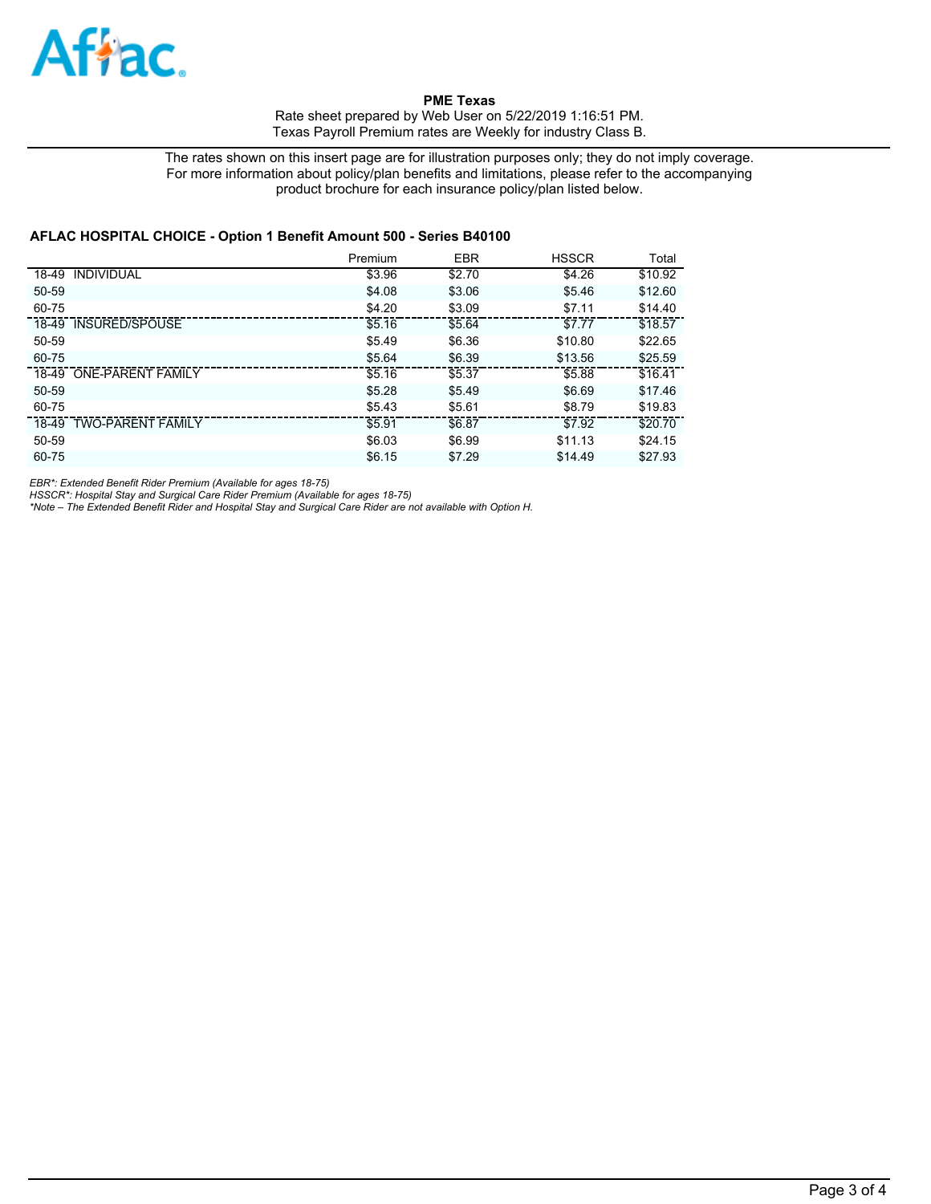**PME Texas**
Rate sheet prepared by Web User on 5/22/2019 1:16:51 PM.
Texas Payroll Premium rates are Weekly for industry Class B.

The rates shown on this insert page are for illustration purposes only; they do not imply coverage. For more information about policy/plan benefits and limitations, please refer to the accompanying product brochure for each insurance policy/plan listed below.

### AFLAC HOSPITAL CHOICE - Option 1 Benefit Amount 500 - Series B40100

| | Premium | EBR | HSSCR | Total |
|---|---|---|---|---|
| 18-49 INDIVIDUAL | $3.96 | $2.70 | $4.26 | $10.92 |
| 50-59 | $4.08 | $3.06 | $5.46 | $12.60 |
| 60-75 | $4.20 | $3.09 | $7.11 | $14.40 |
| 18-49 INSURED/SPOUSE | $5.16 | $5.64 | $7.77 | $18.57 |
| 50-59 | $5.49 | $6.36 | $10.80 | $22.65 |
| 60-75 | $5.64 | $6.39 | $13.56 | $25.59 |
| 18-49 ONE-PARENT FAMILY | $5.16 | $5.37 | $5.88 | $16.41 |
| 50-59 | $5.28 | $5.49 | $6.69 | $17.46 |
| 60-75 | $5.43 | $5.61 | $8.79 | $19.83 |
| 18-49 TWO-PARENT FAMILY | $5.91 | $6.87 | $7.92 | $20.70 |
| 50-59 | $6.03 | $6.99 | $11.13 | $24.15 |
| 60-75 | $6.15 | $7.29 | $14.49 | $27.93 |

*EBR*: Extended Benefit Rider Premium (Available for ages 18-75)*
*HSSCR*: Hospital Stay and Surgical Care Rider Premium (Available for ages 18-75)*
**Note – The Extended Benefit Rider and Hospital Stay and Surgical Care Rider are not available with Option H.*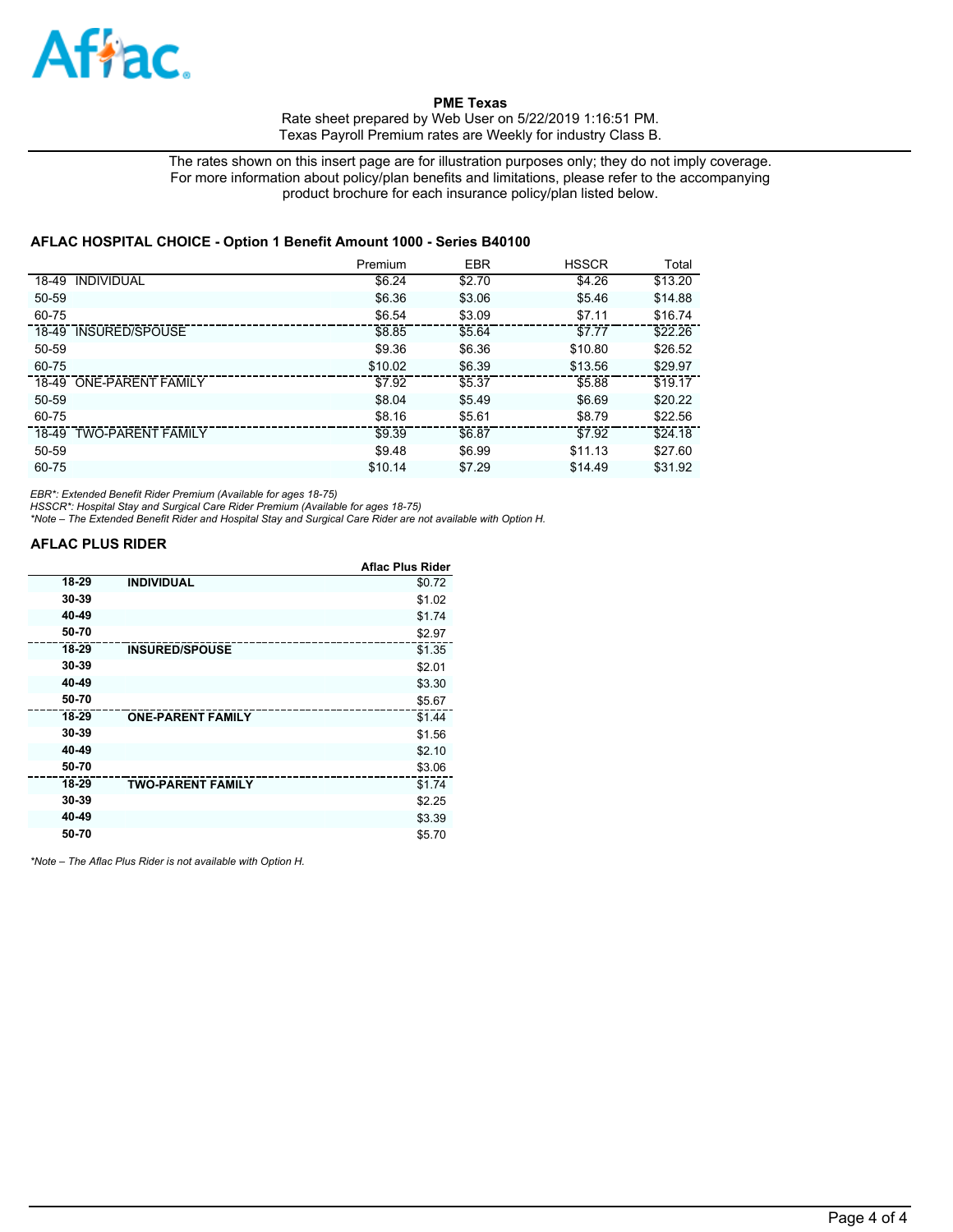**PME Texas**
Rate sheet prepared by Web User on 5/22/2019 1:16:51 PM.
Texas Payroll Premium rates are Weekly for industry Class B.

The rates shown on this insert page are for illustration purposes only; they do not imply coverage.
For more information about policy/plan benefits and limitations, please refer to the accompanying product brochure for each insurance policy/plan listed below.

## AFLAC HOSPITAL CHOICE - Option 1 Benefit Amount 1000 - Series B40100

| | Premium | EBR | HSSCR | Total |
|---|---|---|---|---|
| 18-49 INDIVIDUAL | $6.24 | $2.70 | $4.26 | $13.20 |
| 50-59 | $6.36 | $3.06 | $5.46 | $14.88 |
| 60-75 | $6.54 | $3.09 | $7.11 | $16.74 |
| 18-49 INSURED/SPOUSE | $8.85 | $5.64 | $7.77 | $22.26 |
| 50-59 | $9.36 | $6.36 | $10.80 | $26.52 |
| 60-75 | $10.02 | $6.39 | $13.56 | $29.97 |
| 18-49 ONE-PARENT FAMILY | $7.92 | $5.37 | $5.88 | $19.17 |
| 50-59 | $8.04 | $5.49 | $6.69 | $20.22 |
| 60-75 | $8.16 | $5.61 | $8.79 | $22.56 |
| 18-49 TWO-PARENT FAMILY | $9.39 | $6.87 | $7.92 | $24.18 |
| 50-59 | $9.48 | $6.99 | $11.13 | $27.60 |
| 60-75 | $10.14 | $7.29 | $14.49 | $31.92 |

*EBR*: Extended Benefit Rider Premium (Available for ages 18-75)*
*HSSCR*: Hospital Stay and Surgical Care Rider Premium (Available for ages 18-75)*
**Note – The Extended Benefit Rider and Hospital Stay and Surgical Care Rider are not available with Option H.*

## AFLAC PLUS RIDER

| | | Aflac Plus Rider |
|---|---|---|
| **18-29** | **INDIVIDUAL** | $0.72 |
| **30-39** | | $1.02 |
| **40-49** | | $1.74 |
| **50-70** | | $2.97 |
| **18-29** | **INSURED/SPOUSE** | $1.35 |
| **30-39** | | $2.01 |
| **40-49** | | $3.30 |
| **50-70** | | $5.67 |
| **18-29** | **ONE-PARENT FAMILY** | $1.44 |
| **30-39** | | $1.56 |
| **40-49** | | $2.10 |
| **50-70** | | $3.06 |
| **18-29** | **TWO-PARENT FAMILY** | $1.74 |
| **30-39** | | $2.25 |
| **40-49** | | $3.39 |
| **50-70** | | $5.70 |

**Note – The Aflac Plus Rider is not available with Option H.*